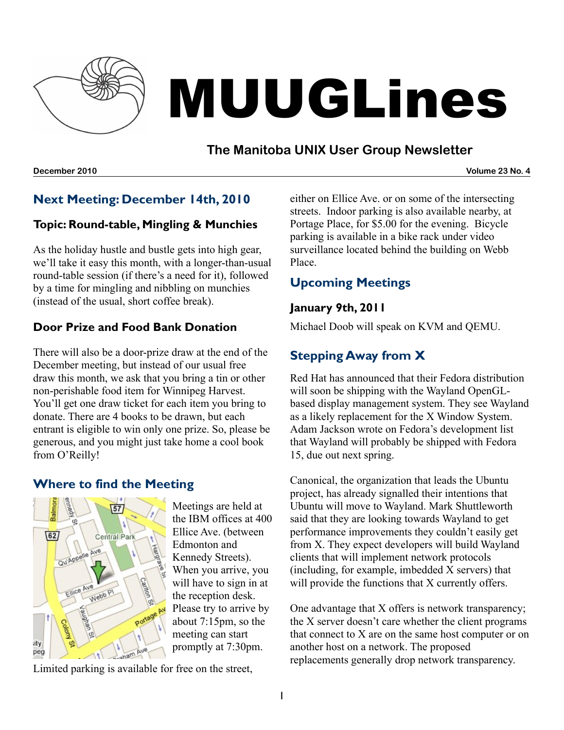# MUUGLines

## The Manitoba UNIX User Group Newsletter

**December 2010** **Volume 23 No. 4**

## Next Meeting: December 14th, 2010

### Topic: Round-table, Mingling & Munchies

As the holiday hustle and bustle gets into high gear, we'll take it easy this month, with a longer-than-usual round-table session (if there's a need for it), followed by a time for mingling and nibbling on munchies (instead of the usual, short coffee break).

### Door Prize and Food Bank Donation

There will also be a door-prize draw at the end of the December meeting, but instead of our usual free draw this month, we ask that you bring a tin or other non-perishable food item for Winnipeg Harvest. You'll get one draw ticket for each item you bring to donate. There are 4 books to be drawn, but each entrant is eligible to win only one prize. So, please be generous, and you might just take home a cool book from O'Reilly!

## Where to find the Meeting

Meetings are held at the IBM offices at 400 Ellice Ave. (between Edmonton and Kennedy Streets). When you arrive, you will have to sign in at the reception desk. Please try to arrive by about 7:15pm, so the meeting can start promptly at 7:30pm.

Limited parking is available for free on the street, either on Ellice Ave. or on some of the intersecting streets. Indoor parking is also available nearby, at Portage Place, for $5.00 for the evening. Bicycle parking is available in a bike rack under video surveillance located behind the building on Webb Place.

## Upcoming Meetings

### January 9th, 2011

Michael Doob will speak on KVM and QEMU.

## Stepping Away from X

Red Hat has announced that their Fedora distribution will soon be shipping with the Wayland OpenGL-based display management system. They see Wayland as a likely replacement for the X Window System. Adam Jackson wrote on Fedora's development list that Wayland will probably be shipped with Fedora 15, due out next spring.

Canonical, the organization that leads the Ubuntu project, has already signalled their intentions that Ubuntu will move to Wayland. Mark Shuttleworth said that they are looking towards Wayland to get performance improvements they couldn't easily get from X. They expect developers will build Wayland clients that will implement network protocols (including, for example, imbedded X servers) that will provide the functions that X currently offers.

One advantage that X offers is network transparency; the X server doesn't care whether the client programs that connect to X are on the same host computer or on another host on a network. The proposed replacements generally drop network transparency.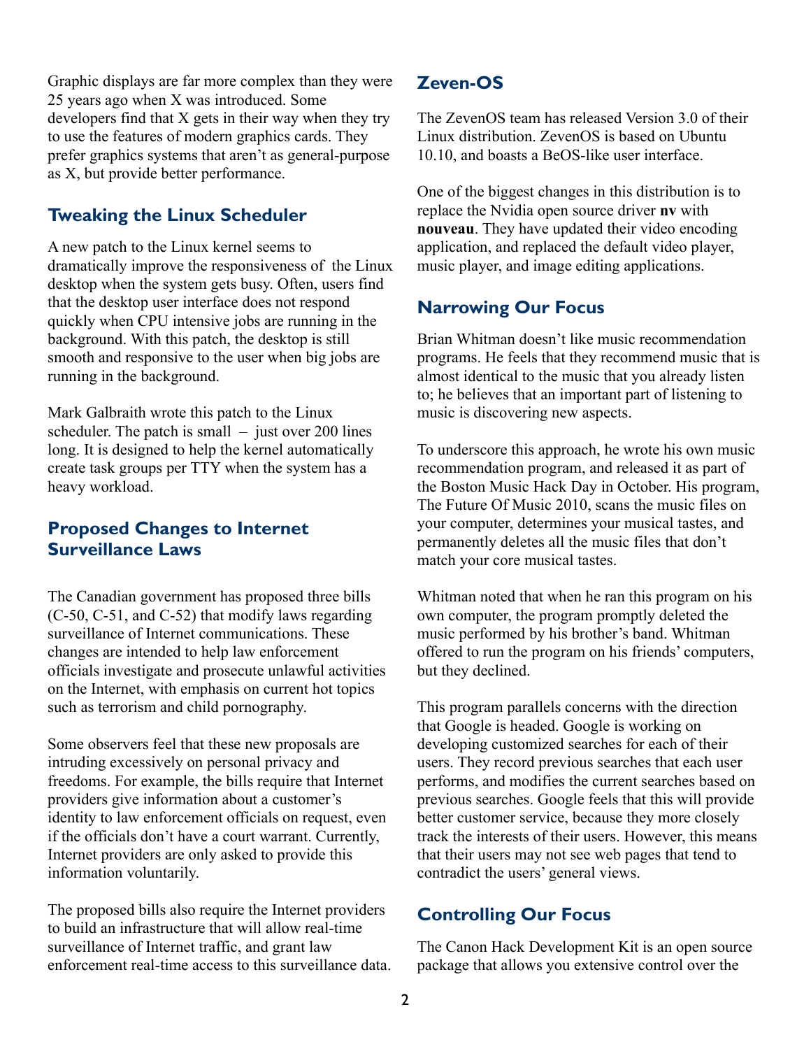Graphic displays are far more complex than they were 25 years ago when X was introduced. Some developers find that X gets in their way when they try to use the features of modern graphics cards. They prefer graphics systems that aren't as general-purpose as X, but provide better performance.

## Tweaking the Linux Scheduler

A new patch to the Linux kernel seems to dramatically improve the responsiveness of the Linux desktop when the system gets busy. Often, users find that the desktop user interface does not respond quickly when CPU intensive jobs are running in the background. With this patch, the desktop is still smooth and responsive to the user when big jobs are running in the background.

Mark Galbraith wrote this patch to the Linux scheduler. The patch is small – just over 200 lines long. It is designed to help the kernel automatically create task groups per TTY when the system has a heavy workload.

## Proposed Changes to Internet Surveillance Laws

The Canadian government has proposed three bills (C-50, C-51, and C-52) that modify laws regarding surveillance of Internet communications. These changes are intended to help law enforcement officials investigate and prosecute unlawful activities on the Internet, with emphasis on current hot topics such as terrorism and child pornography.

Some observers feel that these new proposals are intruding excessively on personal privacy and freedoms. For example, the bills require that Internet providers give information about a customer's identity to law enforcement officials on request, even if the officials don't have a court warrant. Currently, Internet providers are only asked to provide this information voluntarily.

The proposed bills also require the Internet providers to build an infrastructure that will allow real-time surveillance of Internet traffic, and grant law enforcement real-time access to this surveillance data.

## Zeven-OS

The ZevenOS team has released Version 3.0 of their Linux distribution. ZevenOS is based on Ubuntu 10.10, and boasts a BeOS-like user interface.

One of the biggest changes in this distribution is to replace the Nvidia open source driver **nv** with **nouveau**. They have updated their video encoding application, and replaced the default video player, music player, and image editing applications.

## Narrowing Our Focus

Brian Whitman doesn't like music recommendation programs. He feels that they recommend music that is almost identical to the music that you already listen to; he believes that an important part of listening to music is discovering new aspects.

To underscore this approach, he wrote his own music recommendation program, and released it as part of the Boston Music Hack Day in October. His program, The Future Of Music 2010, scans the music files on your computer, determines your musical tastes, and permanently deletes all the music files that don't match your core musical tastes.

Whitman noted that when he ran this program on his own computer, the program promptly deleted the music performed by his brother's band. Whitman offered to run the program on his friends' computers, but they declined.

This program parallels concerns with the direction that Google is headed. Google is working on developing customized searches for each of their users. They record previous searches that each user performs, and modifies the current searches based on previous searches. Google feels that this will provide better customer service, because they more closely track the interests of their users. However, this means that their users may not see web pages that tend to contradict the users' general views.

## Controlling Our Focus

The Canon Hack Development Kit is an open source package that allows you extensive control over the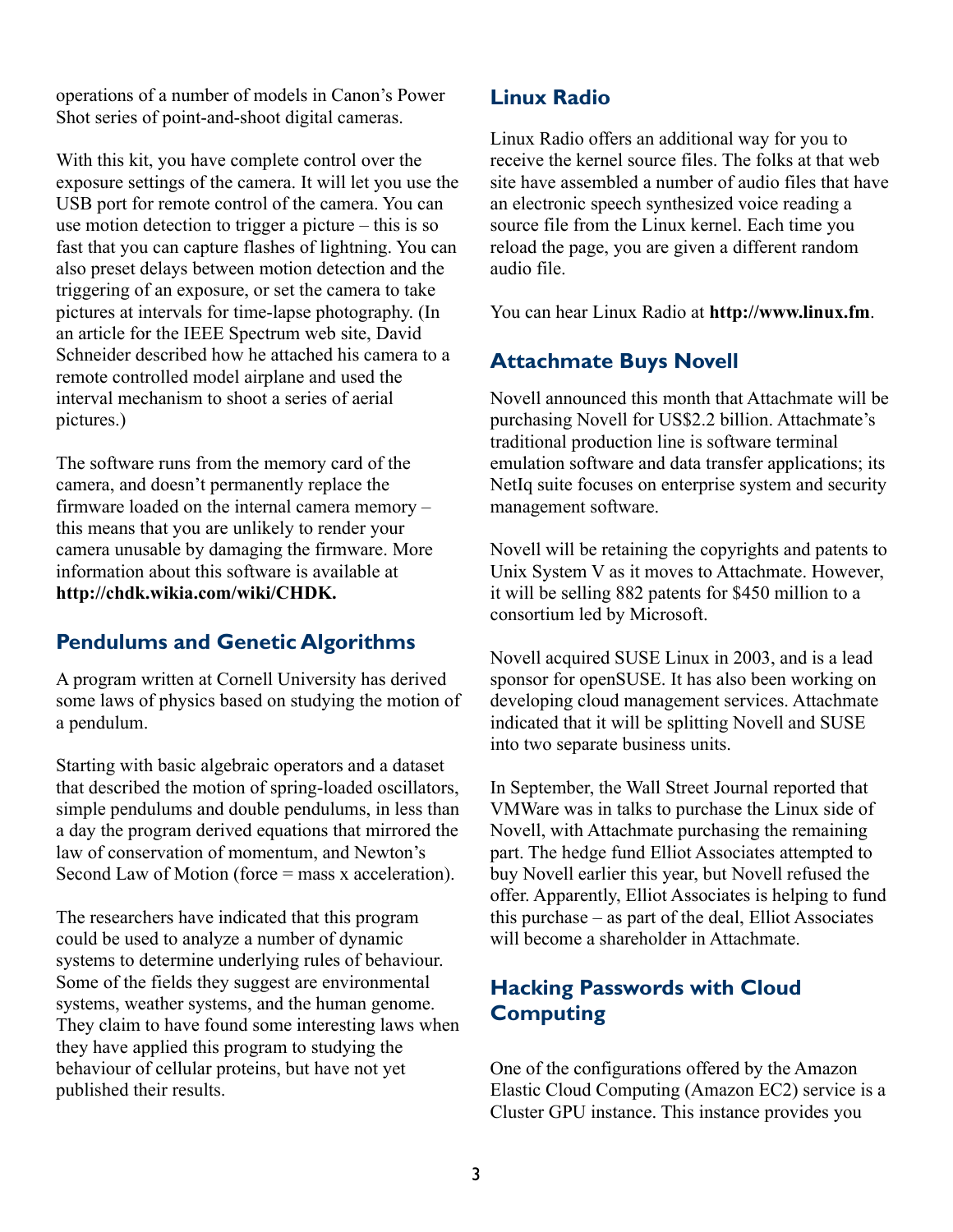operations of a number of models in Canon's Power Shot series of point-and-shoot digital cameras.

With this kit, you have complete control over the exposure settings of the camera. It will let you use the USB port for remote control of the camera. You can use motion detection to trigger a picture – this is so fast that you can capture flashes of lightning. You can also preset delays between motion detection and the triggering of an exposure, or set the camera to take pictures at intervals for time-lapse photography. (In an article for the IEEE Spectrum web site, David Schneider described how he attached his camera to a remote controlled model airplane and used the interval mechanism to shoot a series of aerial pictures.)

The software runs from the memory card of the camera, and doesn't permanently replace the firmware loaded on the internal camera memory – this means that you are unlikely to render your camera unusable by damaging the firmware. More information about this software is available at **http://chdk.wikia.com/wiki/CHDK.**

## Pendulums and Genetic Algorithms

A program written at Cornell University has derived some laws of physics based on studying the motion of a pendulum.

Starting with basic algebraic operators and a dataset that described the motion of spring-loaded oscillators, simple pendulums and double pendulums, in less than a day the program derived equations that mirrored the law of conservation of momentum, and Newton's Second Law of Motion (force = mass x acceleration).

The researchers have indicated that this program could be used to analyze a number of dynamic systems to determine underlying rules of behaviour. Some of the fields they suggest are environmental systems, weather systems, and the human genome. They claim to have found some interesting laws when they have applied this program to studying the behaviour of cellular proteins, but have not yet published their results.

## Linux Radio

Linux Radio offers an additional way for you to receive the kernel source files. The folks at that web site have assembled a number of audio files that have an electronic speech synthesized voice reading a source file from the Linux kernel. Each time you reload the page, you are given a different random audio file.

You can hear Linux Radio at **http://www.linux.fm**.

## Attachmate Buys Novell

Novell announced this month that Attachmate will be purchasing Novell for US$2.2 billion. Attachmate's traditional production line is software terminal emulation software and data transfer applications; its NetIq suite focuses on enterprise system and security management software.

Novell will be retaining the copyrights and patents to Unix System V as it moves to Attachmate. However, it will be selling 882 patents for $450 million to a consortium led by Microsoft.

Novell acquired SUSE Linux in 2003, and is a lead sponsor for openSUSE. It has also been working on developing cloud management services. Attachmate indicated that it will be splitting Novell and SUSE into two separate business units.

In September, the Wall Street Journal reported that VMWare was in talks to purchase the Linux side of Novell, with Attachmate purchasing the remaining part. The hedge fund Elliot Associates attempted to buy Novell earlier this year, but Novell refused the offer. Apparently, Elliot Associates is helping to fund this purchase – as part of the deal, Elliot Associates will become a shareholder in Attachmate.

## Hacking Passwords with Cloud Computing

One of the configurations offered by the Amazon Elastic Cloud Computing (Amazon EC2) service is a Cluster GPU instance. This instance provides you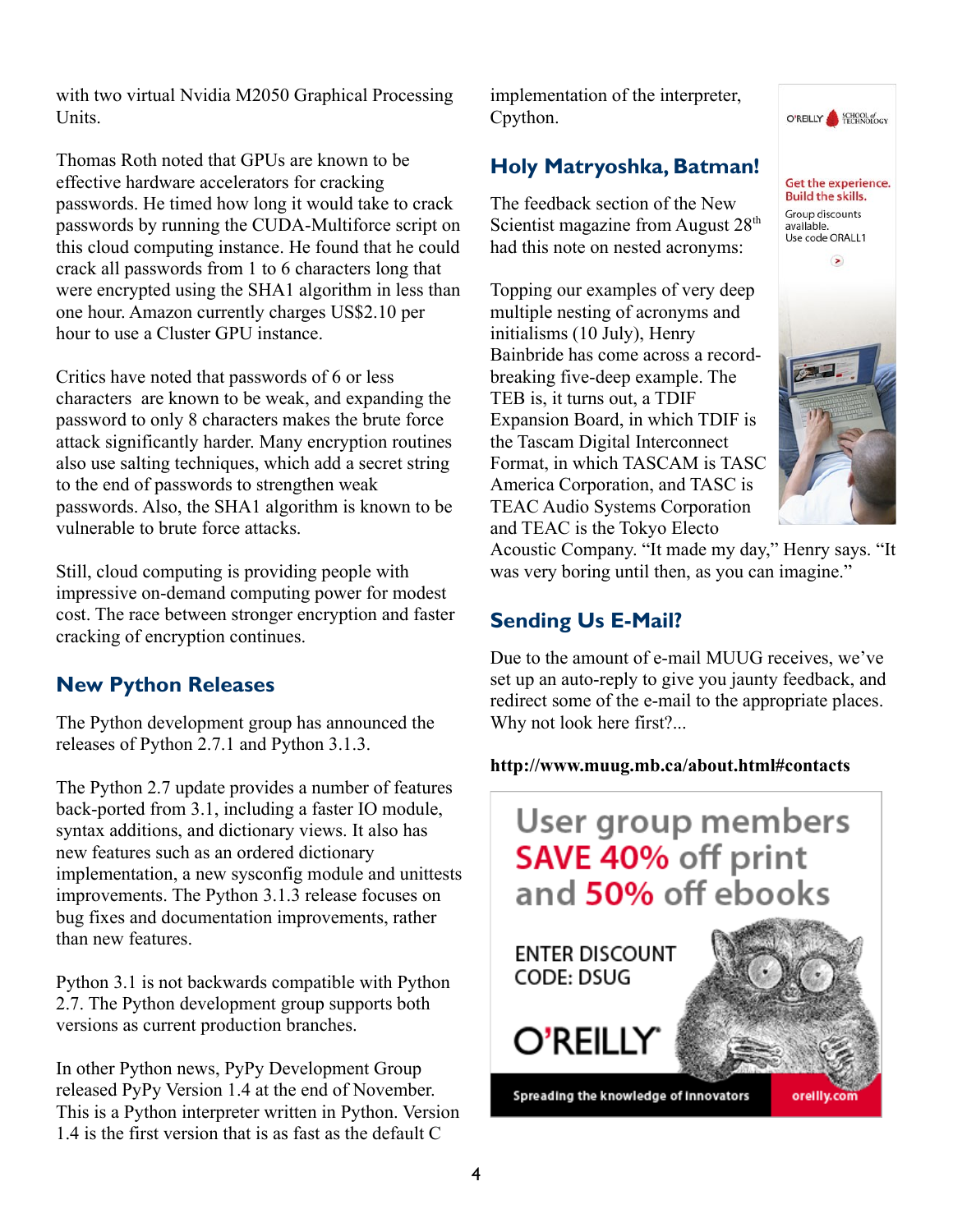with two virtual Nvidia M2050 Graphical Processing Units.

Thomas Roth noted that GPUs are known to be effective hardware accelerators for cracking passwords. He timed how long it would take to crack passwords by running the CUDA-Multiforce script on this cloud computing instance. He found that he could crack all passwords from 1 to 6 characters long that were encrypted using the SHA1 algorithm in less than one hour. Amazon currently charges US$2.10 per hour to use a Cluster GPU instance.

Critics have noted that passwords of 6 or less characters are known to be weak, and expanding the password to only 8 characters makes the brute force attack significantly harder. Many encryption routines also use salting techniques, which add a secret string to the end of passwords to strengthen weak passwords. Also, the SHA1 algorithm is known to be vulnerable to brute force attacks.

Still, cloud computing is providing people with impressive on-demand computing power for modest cost. The race between stronger encryption and faster cracking of encryption continues.

## New Python Releases

The Python development group has announced the releases of Python 2.7.1 and Python 3.1.3.

The Python 2.7 update provides a number of features back-ported from 3.1, including a faster IO module, syntax additions, and dictionary views. It also has new features such as an ordered dictionary implementation, a new sysconfig module and unittests improvements. The Python 3.1.3 release focuses on bug fixes and documentation improvements, rather than new features.

Python 3.1 is not backwards compatible with Python 2.7. The Python development group supports both versions as current production branches.

In other Python news, PyPy Development Group released PyPy Version 1.4 at the end of November. This is a Python interpreter written in Python. Version 1.4 is the first version that is as fast as the default C implementation of the interpreter, Cpython.

## Holy Matryoshka, Batman!

The feedback section of the New Scientist magazine from August 28th had this note on nested acronyms:

Topping our examples of very deep multiple nesting of acronyms and initialisms (10 July), Henry Bainbride has come across a record-breaking five-deep example. The TEB is, it turns out, a TDIF Expansion Board, in which TDIF is the Tascam Digital Interconnect Format, in which TASCAM is TASC America Corporation, and TASC is TEAC Audio Systems Corporation and TEAC is the Tokyo Electo Acoustic Company. "It made my day," Henry says. "It was very boring until then, as you can imagine."

## Sending Us E-Mail?

Due to the amount of e-mail MUUG receives, we've set up an auto-reply to give you jaunty feedback, and redirect some of the e-mail to the appropriate places. Why not look here first?...

**http://www.muug.mb.ca/about.html#contacts**

O'REILLY SCHOOL of TECHNOLOGY

Get the experience. Build the skills.

Group discounts available. Use code ORALL1

User group members SAVE 40% off print and 50% off ebooks

ENTER DISCOUNT CODE: DSUG

O'REILLY

Spreading the knowledge of innovators — oreilly.com